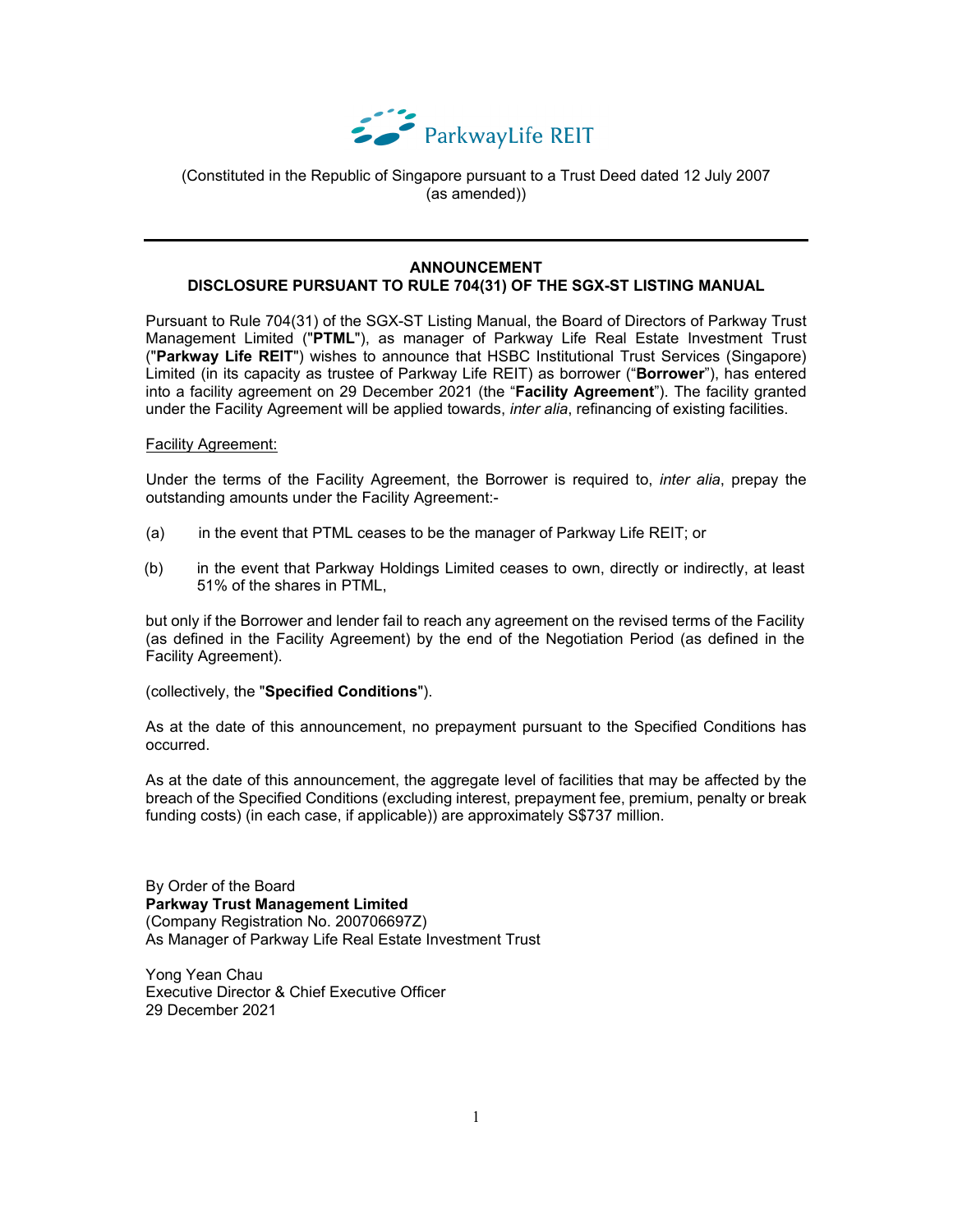ParkwayLife REIT

(Constituted in the Republic of Singapore pursuant to a Trust Deed dated 12 July 2007 (as amended))

---

**ANNOUNCEMENT**
**DISCLOSURE PURSUANT TO RULE 704(31) OF THE SGX-ST LISTING MANUAL**

Pursuant to Rule 704(31) of the SGX-ST Listing Manual, the Board of Directors of Parkway Trust Management Limited ("**PTML**"), as manager of Parkway Life Real Estate Investment Trust ("**Parkway Life REIT**") wishes to announce that HSBC Institutional Trust Services (Singapore) Limited (in its capacity as trustee of Parkway Life REIT) as borrower ("**Borrower**"), has entered into a facility agreement on 29 December 2021 (the "**Facility Agreement**"). The facility granted under the Facility Agreement will be applied towards, *inter alia*, refinancing of existing facilities.

Facility Agreement:

Under the terms of the Facility Agreement, the Borrower is required to, *inter alia*, prepay the outstanding amounts under the Facility Agreement:-

(a) in the event that PTML ceases to be the manager of Parkway Life REIT; or

(b) in the event that Parkway Holdings Limited ceases to own, directly or indirectly, at least 51% of the shares in PTML,

but only if the Borrower and lender fail to reach any agreement on the revised terms of the Facility (as defined in the Facility Agreement) by the end of the Negotiation Period (as defined in the Facility Agreement).

(collectively, the "**Specified Conditions**").

As at the date of this announcement, no prepayment pursuant to the Specified Conditions has occurred.

As at the date of this announcement, the aggregate level of facilities that may be affected by the breach of the Specified Conditions (excluding interest, prepayment fee, premium, penalty or break funding costs) (in each case, if applicable)) are approximately S$737 million.

By Order of the Board
**Parkway Trust Management Limited**
(Company Registration No. 200706697Z)
As Manager of Parkway Life Real Estate Investment Trust

Yong Yean Chau
Executive Director & Chief Executive Officer
29 December 2021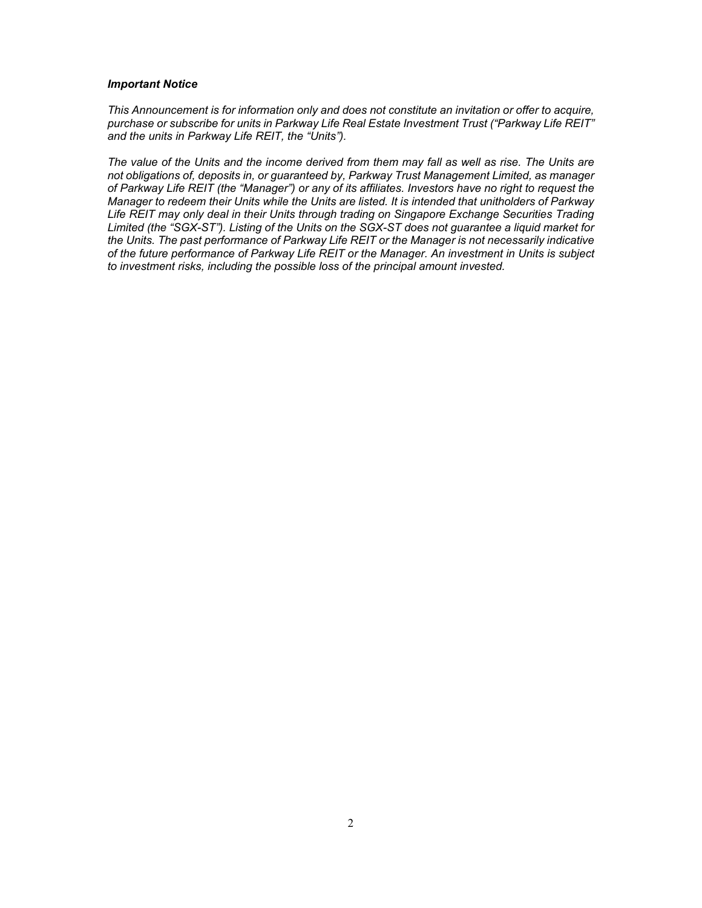***Important Notice***

*This Announcement is for information only and does not constitute an invitation or offer to acquire, purchase or subscribe for units in Parkway Life Real Estate Investment Trust ("Parkway Life REIT" and the units in Parkway Life REIT, the "Units").*

*The value of the Units and the income derived from them may fall as well as rise. The Units are not obligations of, deposits in, or guaranteed by, Parkway Trust Management Limited, as manager of Parkway Life REIT (the "Manager") or any of its affiliates. Investors have no right to request the Manager to redeem their Units while the Units are listed. It is intended that unitholders of Parkway Life REIT may only deal in their Units through trading on Singapore Exchange Securities Trading Limited (the "SGX-ST"). Listing of the Units on the SGX-ST does not guarantee a liquid market for the Units. The past performance of Parkway Life REIT or the Manager is not necessarily indicative of the future performance of Parkway Life REIT or the Manager. An investment in Units is subject to investment risks, including the possible loss of the principal amount invested.*